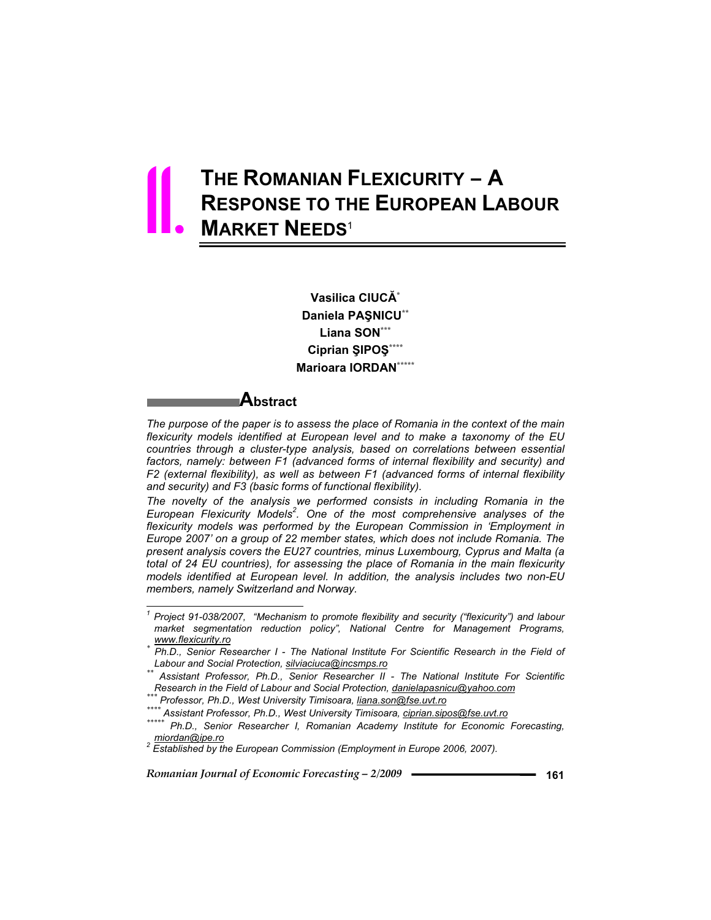# II. THE ROMANIAN FLEXICURITY – A RESPONSE TO THE EUROPEAN LABOUR MARKET NEEDS[1]

**Vasilica CIUCĂ**[*]
**Daniela PAŞNICU**[**]
**Liana SON**[***]
**Ciprian ŞIPOŞ**[****]
**Marioara IORDAN**[*****]

## Abstract

*The purpose of the paper is to assess the place of Romania in the context of the main flexicurity models identified at European level and to make a taxonomy of the EU countries through a cluster-type analysis, based on correlations between essential factors, namely: between F1 (advanced forms of internal flexibility and security) and F2 (external flexibility), as well as between F1 (advanced forms of internal flexibility and security) and F3 (basic forms of functional flexibility).*

*The novelty of the analysis we performed consists in including Romania in the European Flexicurity Models*[2]*. One of the most comprehensive analyses of the flexicurity models was performed by the European Commission in 'Employment in Europe 2007' on a group of 22 member states, which does not include Romania. The present analysis covers the EU27 countries, minus Luxembourg, Cyprus and Malta (a total of 24 EU countries), for assessing the place of Romania in the main flexicurity models identified at European level. In addition, the analysis includes two non-EU members, namely Switzerland and Norway.*

---

[1] *Project 91-038/2007, "Mechanism to promote flexibility and security ("flexicurity") and labour market segmentation reduction policy", National Centre for Management Programs, www.flexicurity.ro*

[*] *Ph.D., Senior Researcher I - The National Institute For Scientific Research in the Field of Labour and Social Protection, silviaciuca@incsmps.ro*

[**] *Assistant Professor, Ph.D., Senior Researcher II - The National Institute For Scientific Research in the Field of Labour and Social Protection, danielapasnicu@yahoo.com*

[***] *Professor, Ph.D., West University Timisoara, liana.son@fse.uvt.ro*

[****] *Assistant Professor, Ph.D., West University Timisoara, ciprian.sipos@fse.uvt.ro*

[*****] *Ph.D., Senior Researcher I, Romanian Academy Institute for Economic Forecasting, miordan@ipe.ro*

[2] *Established by the European Commission (Employment in Europe 2006, 2007).*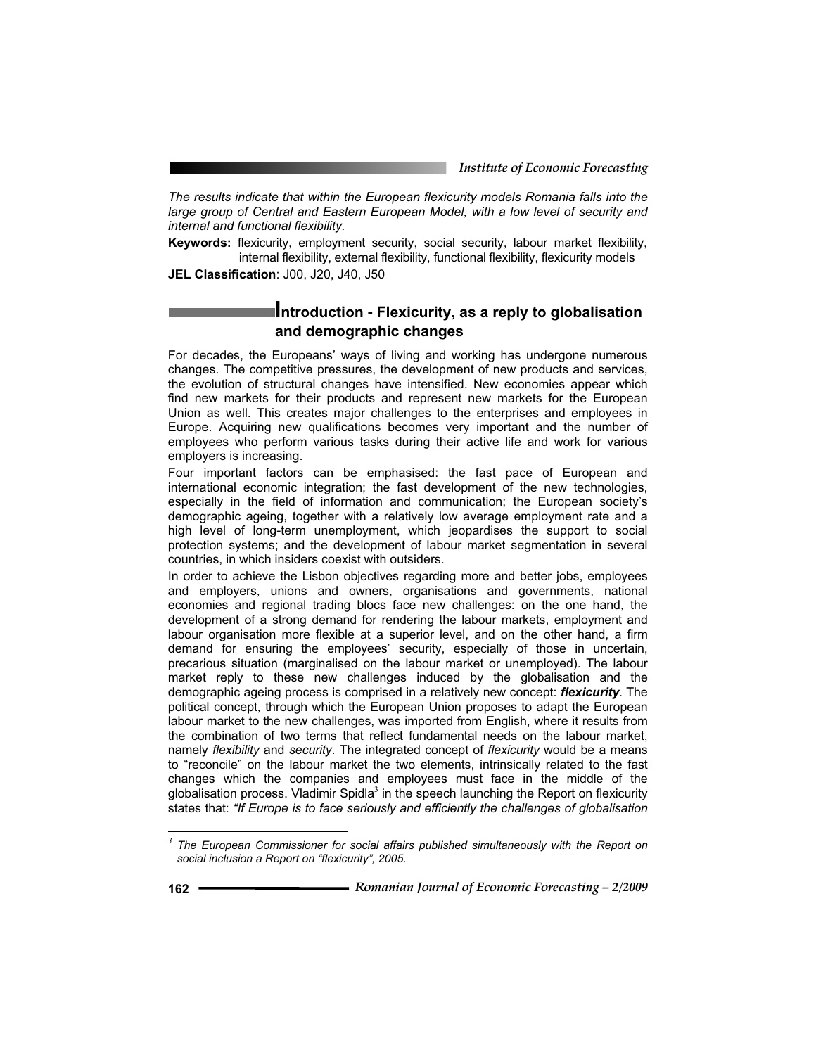*The results indicate that within the European flexicurity models Romania falls into the large group of Central and Eastern European Model, with a low level of security and internal and functional flexibility.*

**Keywords:** flexicurity, employment security, social security, labour market flexibility, internal flexibility, external flexibility, functional flexibility, flexicurity models

**JEL Classification**: J00, J20, J40, J50

## Introduction - Flexicurity, as a reply to globalisation and demographic changes

For decades, the Europeans' ways of living and working has undergone numerous changes. The competitive pressures, the development of new products and services, the evolution of structural changes have intensified. New economies appear which find new markets for their products and represent new markets for the European Union as well. This creates major challenges to the enterprises and employees in Europe. Acquiring new qualifications becomes very important and the number of employees who perform various tasks during their active life and work for various employers is increasing.

Four important factors can be emphasised: the fast pace of European and international economic integration; the fast development of the new technologies, especially in the field of information and communication; the European society's demographic ageing, together with a relatively low average employment rate and a high level of long-term unemployment, which jeopardises the support to social protection systems; and the development of labour market segmentation in several countries, in which insiders coexist with outsiders.

In order to achieve the Lisbon objectives regarding more and better jobs, employees and employers, unions and owners, organisations and governments, national economies and regional trading blocs face new challenges: on the one hand, the development of a strong demand for rendering the labour markets, employment and labour organisation more flexible at a superior level, and on the other hand, a firm demand for ensuring the employees' security, especially of those in uncertain, precarious situation (marginalised on the labour market or unemployed). The labour market reply to these new challenges induced by the globalisation and the demographic ageing process is comprised in a relatively new concept: ***flexicurity***. The political concept, through which the European Union proposes to adapt the European labour market to the new challenges, was imported from English, where it results from the combination of two terms that reflect fundamental needs on the labour market, namely *flexibility* and *security*. The integrated concept of *flexicurity* would be a means to "reconcile" on the labour market the two elements, intrinsically related to the fast changes which the companies and employees must face in the middle of the globalisation process. Vladimir Spidla[3] in the speech launching the Report on flexicurity states that: *"If Europe is to face seriously and efficiently the challenges of globalisation*

---

[3] *The European Commissioner for social affairs published simultaneously with the Report on social inclusion a Report on "flexicurity", 2005.*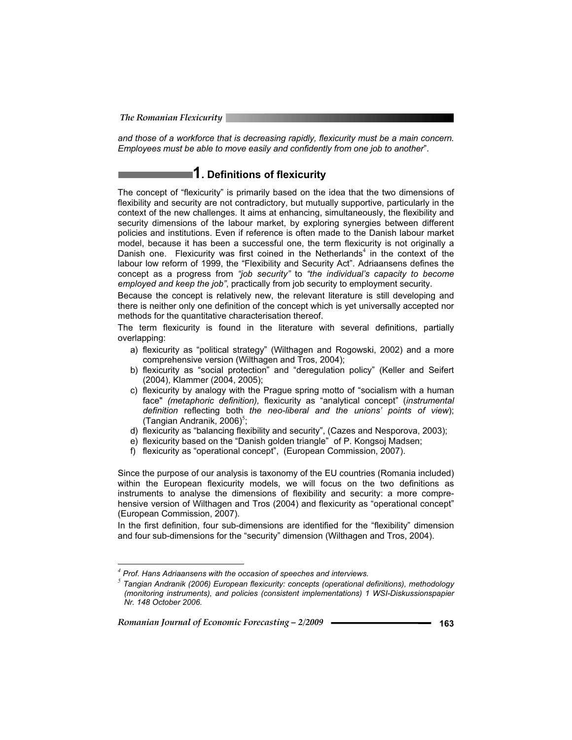*and those of a workforce that is decreasing rapidly, flexicurity must be a main concern. Employees must be able to move easily and confidently from one job to another*".

## 1. Definitions of flexicurity

The concept of "flexicurity" is primarily based on the idea that the two dimensions of flexibility and security are not contradictory, but mutually supportive, particularly in the context of the new challenges. It aims at enhancing, simultaneously, the flexibility and security dimensions of the labour market, by exploring synergies between different policies and institutions. Even if reference is often made to the Danish labour market model, because it has been a successful one, the term flexicurity is not originally a Danish one. Flexicurity was first coined in the Netherlands[4] in the context of the labour low reform of 1999, the "Flexibility and Security Act". Adriaansens defines the concept as a progress from *"job security"* to *"the individual's capacity to become employed and keep the job"*, practically from job security to employment security.

Because the concept is relatively new, the relevant literature is still developing and there is neither only one definition of the concept which is yet universally accepted nor methods for the quantitative characterisation thereof.

The term flexicurity is found in the literature with several definitions, partially overlapping:

a) flexicurity as "political strategy" (Wilthagen and Rogowski, 2002) and a more comprehensive version (Wilthagen and Tros, 2004);
b) flexicurity as "social protection" and "deregulation policy" (Keller and Seifert (2004), Klammer (2004, 2005);
c) flexicurity by analogy with the Prague spring motto of "socialism with a human face" *(metaphoric definition),* flexicurity as "analytical concept" (*instrumental definition* reflecting both *the neo-liberal and the unions' points of view*); (Tangian Andranik, 2006)[5];
d) flexicurity as "balancing flexibility and security", (Cazes and Nesporova, 2003);
e) flexicurity based on the "Danish golden triangle" of P. Kongsoj Madsen;
f) flexicurity as "operational concept", (European Commission, 2007).

Since the purpose of our analysis is taxonomy of the EU countries (Romania included) within the European flexicurity models, we will focus on the two definitions as instruments to analyse the dimensions of flexibility and security: a more comprehensive version of Wilthagen and Tros (2004) and flexicurity as "operational concept" (European Commission, 2007).

In the first definition, four sub-dimensions are identified for the "flexibility" dimension and four sub-dimensions for the "security" dimension (Wilthagen and Tros, 2004).

---

[4] *Prof. Hans Adriaansens with the occasion of speeches and interviews.*

[5] *Tangian Andranik (2006) European flexicurity: concepts (operational definitions), methodology (monitoring instruments), and policies (consistent implementations) 1 WSI-Diskussionspapier Nr. 148 October 2006.*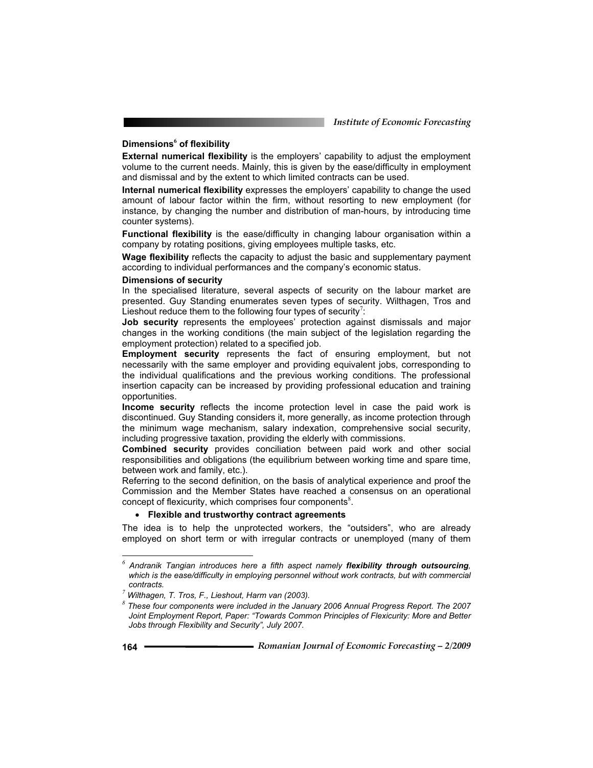**Dimensions[6] of flexibility**

**External numerical flexibility** is the employers' capability to adjust the employment volume to the current needs. Mainly, this is given by the ease/difficulty in employment and dismissal and by the extent to which limited contracts can be used.

**Internal numerical flexibility** expresses the employers' capability to change the used amount of labour factor within the firm, without resorting to new employment (for instance, by changing the number and distribution of man-hours, by introducing time counter systems).

**Functional flexibility** is the ease/difficulty in changing labour organisation within a company by rotating positions, giving employees multiple tasks, etc.

**Wage flexibility** reflects the capacity to adjust the basic and supplementary payment according to individual performances and the company's economic status.

**Dimensions of security**

In the specialised literature, several aspects of security on the labour market are presented. Guy Standing enumerates seven types of security. Wilthagen, Tros and Lieshout reduce them to the following four types of security[7]:

**Job security** represents the employees' protection against dismissals and major changes in the working conditions (the main subject of the legislation regarding the employment protection) related to a specified job.

**Employment security** represents the fact of ensuring employment, but not necessarily with the same employer and providing equivalent jobs, corresponding to the individual qualifications and the previous working conditions. The professional insertion capacity can be increased by providing professional education and training opportunities.

**Income security** reflects the income protection level in case the paid work is discontinued. Guy Standing considers it, more generally, as income protection through the minimum wage mechanism, salary indexation, comprehensive social security, including progressive taxation, providing the elderly with commissions.

**Combined security** provides conciliation between paid work and other social responsibilities and obligations (the equilibrium between working time and spare time, between work and family, etc.).

Referring to the second definition, on the basis of analytical experience and proof the Commission and the Member States have reached a consensus on an operational concept of flexicurity, which comprises four components[8].

- **Flexible and trustworthy contract agreements**

The idea is to help the unprotected workers, the "outsiders", who are already employed on short term or with irregular contracts or unemployed (many of them

---

[6] *Andranik Tangian introduces here a fifth aspect namely **flexibility through outsourcing**, which is the ease/difficulty in employing personnel without work contracts, but with commercial contracts.*

[7] *Wilthagen, T. Tros, F., Lieshout, Harm van (2003).*

[8] *These four components were included in the January 2006 Annual Progress Report. The 2007 Joint Employment Report, Paper: "Towards Common Principles of Flexicurity: More and Better Jobs through Flexibility and Security", July 2007.*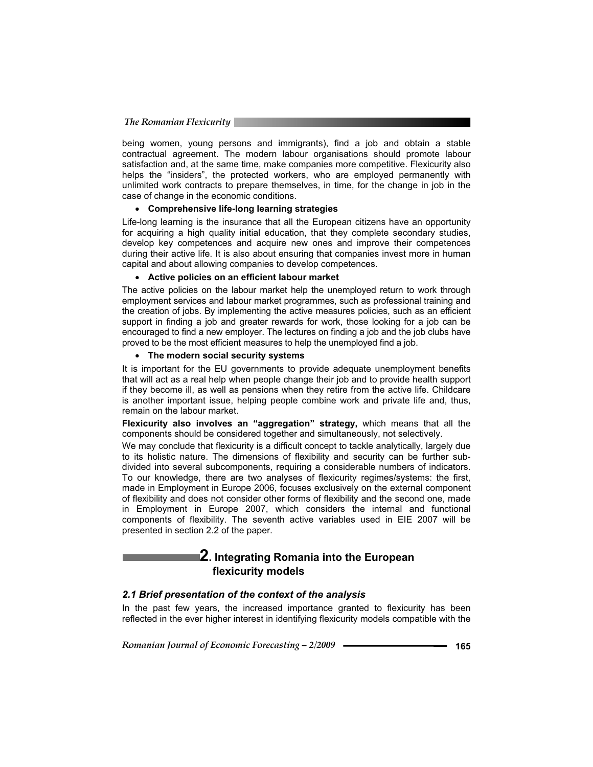being women, young persons and immigrants), find a job and obtain a stable contractual agreement. The modern labour organisations should promote labour satisfaction and, at the same time, make companies more competitive. Flexicurity also helps the “insiders”, the protected workers, who are employed permanently with unlimited work contracts to prepare themselves, in time, for the change in job in the case of change in the economic conditions.

- **Comprehensive life-long learning strategies**

Life-long learning is the insurance that all the European citizens have an opportunity for acquiring a high quality initial education, that they complete secondary studies, develop key competences and acquire new ones and improve their competences during their active life. It is also about ensuring that companies invest more in human capital and about allowing companies to develop competences.

- **Active policies on an efficient labour market**

The active policies on the labour market help the unemployed return to work through employment services and labour market programmes, such as professional training and the creation of jobs. By implementing the active measures policies, such as an efficient support in finding a job and greater rewards for work, those looking for a job can be encouraged to find a new employer. The lectures on finding a job and the job clubs have proved to be the most efficient measures to help the unemployed find a job.

- **The modern social security systems**

It is important for the EU governments to provide adequate unemployment benefits that will act as a real help when people change their job and to provide health support if they become ill, as well as pensions when they retire from the active life. Childcare is another important issue, helping people combine work and private life and, thus, remain on the labour market.

**Flexicurity also involves an “aggregation” strategy,** which means that all the components should be considered together and simultaneously, not selectively.

We may conclude that flexicurity is a difficult concept to tackle analytically, largely due to its holistic nature. The dimensions of flexibility and security can be further sub-divided into several subcomponents, requiring a considerable numbers of indicators. To our knowledge, there are two analyses of flexicurity regimes/systems: the first, made in Employment in Europe 2006, focuses exclusively on the external component of flexibility and does not consider other forms of flexibility and the second one, made in Employment in Europe 2007, which considers the internal and functional components of flexibility. The seventh active variables used in EIE 2007 will be presented in section 2.2 of the paper.

## 2. Integrating Romania into the European flexicurity models

### *2.1 Brief presentation of the context of the analysis*

In the past few years, the increased importance granted to flexicurity has been reflected in the ever higher interest in identifying flexicurity models compatible with the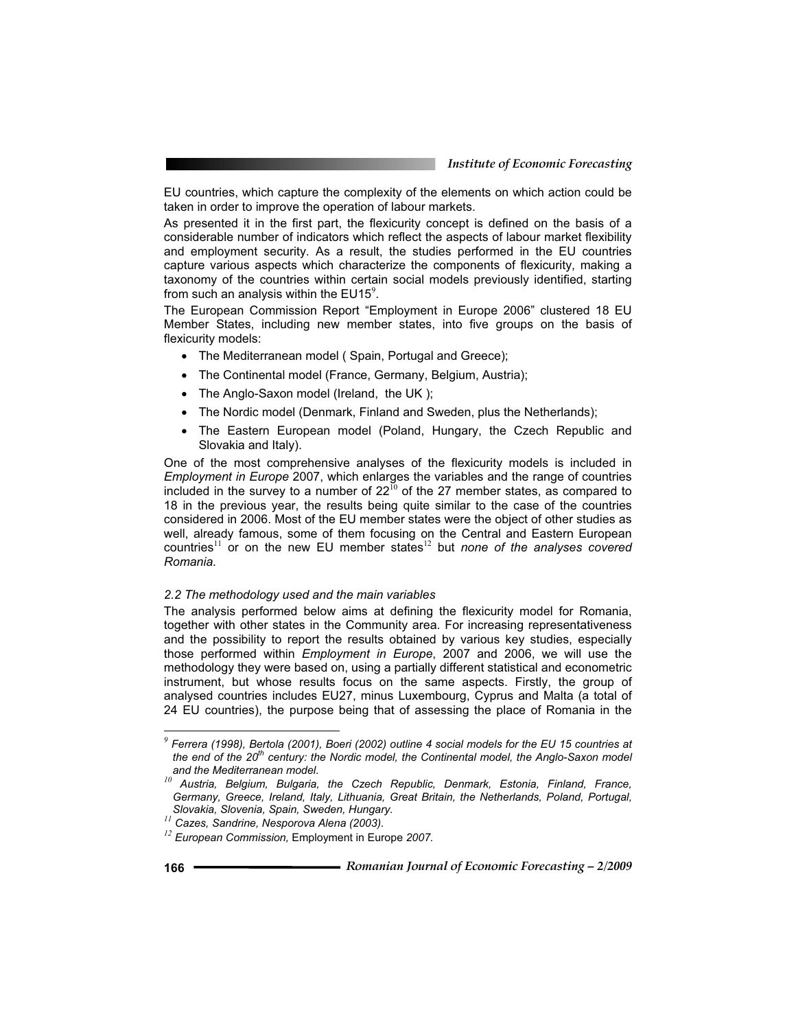EU countries, which capture the complexity of the elements on which action could be taken in order to improve the operation of labour markets.

As presented it in the first part, the flexicurity concept is defined on the basis of a considerable number of indicators which reflect the aspects of labour market flexibility and employment security. As a result, the studies performed in the EU countries capture various aspects which characterize the components of flexicurity, making a taxonomy of the countries within certain social models previously identified, starting from such an analysis within the EU15[9].

The European Commission Report "Employment in Europe 2006" clustered 18 EU Member States, including new member states, into five groups on the basis of flexicurity models:

- The Mediterranean model ( Spain, Portugal and Greece);
- The Continental model (France, Germany, Belgium, Austria);
- The Anglo-Saxon model (Ireland, the UK );
- The Nordic model (Denmark, Finland and Sweden, plus the Netherlands);
- The Eastern European model (Poland, Hungary, the Czech Republic and Slovakia and Italy).

One of the most comprehensive analyses of the flexicurity models is included in *Employment in Europe* 2007, which enlarges the variables and the range of countries included in the survey to a number of 22[10] of the 27 member states, as compared to 18 in the previous year, the results being quite similar to the case of the countries considered in 2006. Most of the EU member states were the object of other studies as well, already famous, some of them focusing on the Central and Eastern European countries[11] or on the new EU member states[12] but *none of the analyses covered Romania.*

*2.2 The methodology used and the main variables*

The analysis performed below aims at defining the flexicurity model for Romania, together with other states in the Community area. For increasing representativeness and the possibility to report the results obtained by various key studies, especially those performed within *Employment in Europe*, 2007 and 2006, we will use the methodology they were based on, using a partially different statistical and econometric instrument, but whose results focus on the same aspects. Firstly, the group of analysed countries includes EU27, minus Luxembourg, Cyprus and Malta (a total of 24 EU countries), the purpose being that of assessing the place of Romania in the

---

[9] *Ferrera (1998), Bertola (2001), Boeri (2002) outline 4 social models for the EU 15 countries at the end of the 20th century: the Nordic model, the Continental model, the Anglo-Saxon model and the Mediterranean model.*

[10] *Austria, Belgium, Bulgaria, the Czech Republic, Denmark, Estonia, Finland, France, Germany, Greece, Ireland, Italy, Lithuania, Great Britain, the Netherlands, Poland, Portugal, Slovakia, Slovenia, Spain, Sweden, Hungary.*

[11] *Cazes, Sandrine, Nesporova Alena (2003).*

[12] *European Commission,* Employment in Europe *2007.*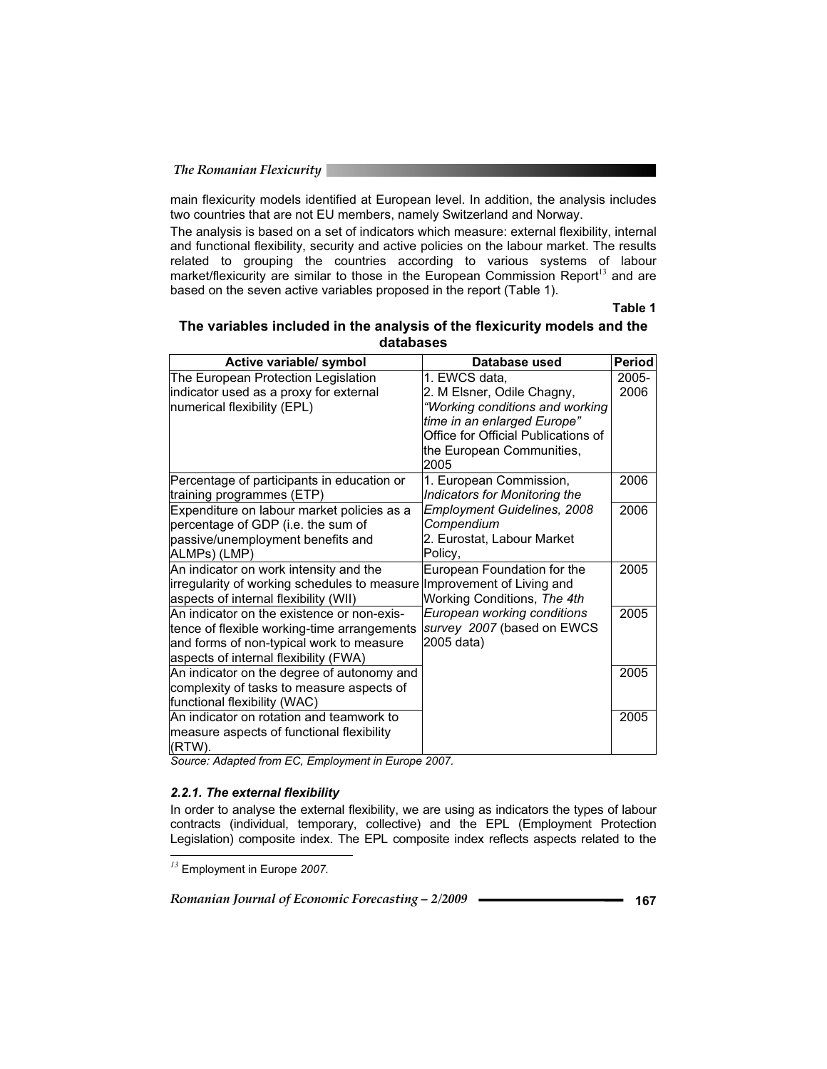main flexicurity models identified at European level. In addition, the analysis includes two countries that are not EU members, namely Switzerland and Norway.

The analysis is based on a set of indicators which measure: external flexibility, internal and functional flexibility, security and active policies on the labour market. The results related to grouping the countries according to various systems of labour market/flexicurity are similar to those in the European Commission Report[13] and are based on the seven active variables proposed in the report (Table 1).

**Table 1**

**The variables included in the analysis of the flexicurity models and the databases**

| Active variable/ symbol | Database used | Period |
|---|---|---|
| The European Protection Legislation indicator used as a proxy for external numerical flexibility (EPL) | 1. EWCS data, 2. M Elsner, Odile Chagny, *"Working conditions and working time in an enlarged Europe"* Office for Official Publications of the European Communities, 2005 | 2005-2006 |
| Percentage of participants in education or training programmes (ETP) | 1. European Commission, *Indicators for Monitoring the Employment Guidelines, 2008 Compendium* 2. Eurostat, Labour Market Policy, | 2006 |
| Expenditure on labour market policies as a percentage of GDP (i.e. the sum of passive/unemployment benefits and ALMPs) (LMP) | | 2006 |
| An indicator on work intensity and the irregularity of working schedules to measure aspects of internal flexibility (WII) | European Foundation for the Improvement of Living and Working Conditions, *The 4th European working conditions survey 2007* (based on EWCS 2005 data) | 2005 |
| An indicator on the existence or non-existence of flexible working-time arrangements and forms of non-typical work to measure aspects of internal flexibility (FWA) | | 2005 |
| An indicator on the degree of autonomy and complexity of tasks to measure aspects of functional flexibility (WAC) | | 2005 |
| An indicator on rotation and teamwork to measure aspects of functional flexibility (RTW). | | 2005 |

*Source: Adapted from EC, Employment in Europe 2007.*

#### *2.2.1. The external flexibility*

In order to analyse the external flexibility, we are using as indicators the types of labour contracts (individual, temporary, collective) and the EPL (Employment Protection Legislation) composite index. The EPL composite index reflects aspects related to the

[13] Employment in Europe *2007.*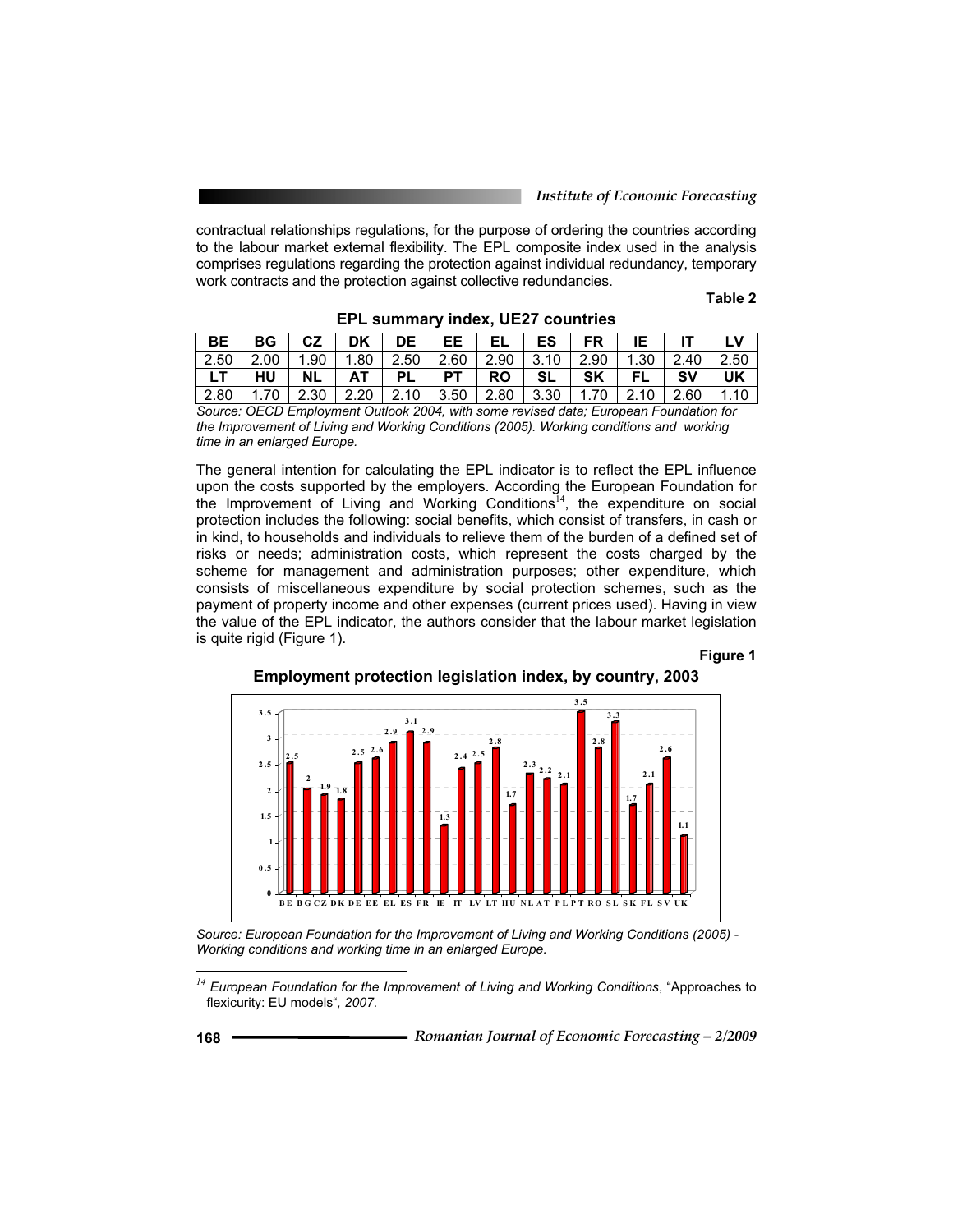contractual relationships regulations, for the purpose of ordering the countries according to the labour market external flexibility. The EPL composite index used in the analysis comprises regulations regarding the protection against individual redundancy, temporary work contracts and the protection against collective redundancies.

**Table 2**

**EPL summary index, UE27 countries**

| BE | BG | CZ | DK | DE | EE | EL | ES | FR | IE | IT | LV |
|---|---|---|---|---|---|---|---|---|---|---|---|
| 2.50 | 2.00 | 1.90 | 1.80 | 2.50 | 2.60 | 2.90 | 3.10 | 2.90 | 1.30 | 2.40 | 2.50 |
| **LT** | **HU** | **NL** | **AT** | **PL** | **PT** | **RO** | **SL** | **SK** | **FL** | **SV** | **UK** |
| 2.80 | 1.70 | 2.30 | 2.20 | 2.10 | 3.50 | 2.80 | 3.30 | 1.70 | 2.10 | 2.60 | 1.10 |

*Source: OECD Employment Outlook 2004, with some revised data; European Foundation for the Improvement of Living and Working Conditions (2005). Working conditions and working time in an enlarged Europe.*

The general intention for calculating the EPL indicator is to reflect the EPL influence upon the costs supported by the employers. According the European Foundation for the Improvement of Living and Working Conditions[14], the expenditure on social protection includes the following: social benefits, which consist of transfers, in cash or in kind, to households and individuals to relieve them of the burden of a defined set of risks or needs; administration costs, which represent the costs charged by the scheme for management and administration purposes; other expenditure, which consists of miscellaneous expenditure by social protection schemes, such as the payment of property income and other expenses (current prices used). Having in view the value of the EPL indicator, the authors consider that the labour market legislation is quite rigid (Figure 1).

**Figure 1**

**Employment protection legislation index, by country, 2003**

*Source: European Foundation for the Improvement of Living and Working Conditions (2005) - Working conditions and working time in an enlarged Europe.*

[14] *European Foundation for the Improvement of Living and Working Conditions*, "Approaches to flexicurity: EU models"*, 2007.*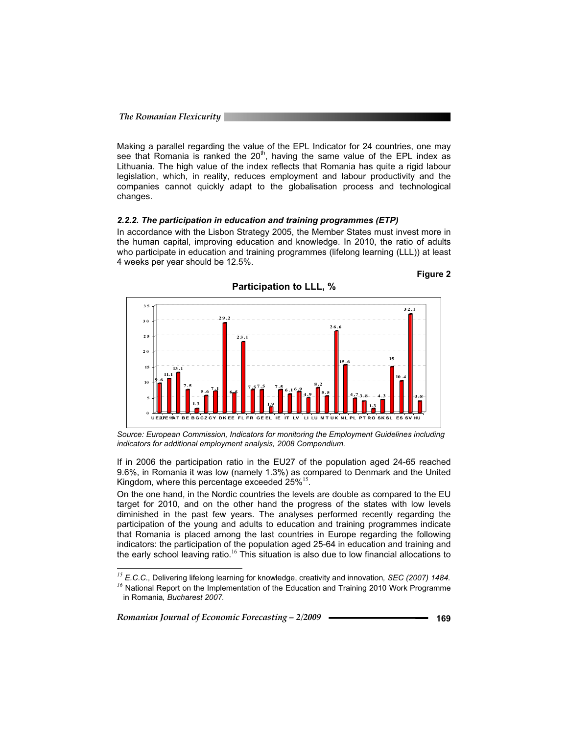Making a parallel regarding the value of the EPL Indicator for 24 countries, one may see that Romania is ranked the 20th, having the same value of the EPL index as Lithuania. The high value of the index reflects that Romania has quite a rigid labour legislation, which, in reality, reduces employment and labour productivity and the companies cannot quickly adapt to the globalisation process and technological changes.

### *2.2.2. The participation in education and training programmes (ETP)*

In accordance with the Lisbon Strategy 2005, the Member States must invest more in the human capital, improving education and knowledge. In 2010, the ratio of adults who participate in education and training programmes (lifelong learning (LLL)) at least 4 weeks per year should be 12.5%.

**Figure 2**

**Participation to LLL, %**

*Source: European Commission, Indicators for monitoring the Employment Guidelines including indicators for additional employment analysis, 2008 Compendium.*

If in 2006 the participation ratio in the EU27 of the population aged 24-65 reached 9.6%, in Romania it was low (namely 1.3%) as compared to Denmark and the United Kingdom, where this percentage exceeded 25%[15].

On the one hand, in the Nordic countries the levels are double as compared to the EU target for 2010, and on the other hand the progress of the states with low levels diminished in the past few years. The analyses performed recently regarding the participation of the young and adults to education and training programmes indicate that Romania is placed among the last countries in Europe regarding the following indicators: the participation of the population aged 25-64 in education and training and the early school leaving ratio.[16] This situation is also due to low financial allocations to

---

[15] *E.C.C.,* Delivering lifelong learning for knowledge, creativity and innovation*, SEC (2007) 1484.*

[16] National Report on the Implementation of the Education and Training 2010 Work Programme in Romania*, Bucharest 2007.*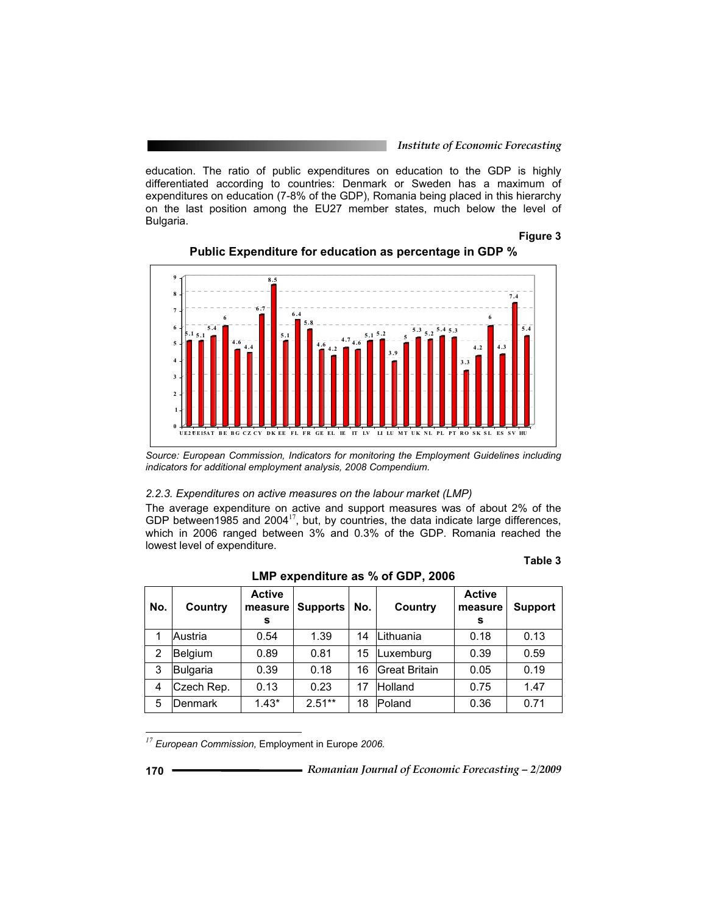education. The ratio of public expenditures on education to the GDP is highly differentiated according to countries: Denmark or Sweden has a maximum of expenditures on education (7-8% of the GDP), Romania being placed in this hierarchy on the last position among the EU27 member states, much below the level of Bulgaria.

**Figure 3**

**Public Expenditure for education as percentage in GDP %**

| UE27 | UE15 | AT | BE | BG | CZ | CY | DK | EE | FL | FR | GE | EL | IE | IT | LV | LI | LU | MT | UK | NL | PL | PT | RO | SK | SL | ES | SV | HU |
|---|---|---|---|---|---|---|---|---|---|---|---|---|---|---|---|---|---|---|---|---|---|---|---|---|---|---|---|---|
| 5.1 | 5.1 | 5.4 | 6 | 4.6 | 4.4 | 6.7 | 8.5 | 5.1 | 6.4 | 5.8 | 4.6 | 4.2 | 4.7 | 4.6 | 5.1 | 5.2 | 3.9 | 5 | 5.3 | 5.2 | 5.4 | 5.3 | 3.3 | 4.2 | 6 | 4.3 | 7.4 | 5.4 |

*Source: European Commission, Indicators for monitoring the Employment Guidelines including indicators for additional employment analysis, 2008 Compendium.*

*2.2.3. Expenditures on active measures on the labour market (LMP)*

The average expenditure on active and support measures was of about 2% of the GDP between1985 and 2004[17], but, by countries, the data indicate large differences, which in 2006 ranged between 3% and 0.3% of the GDP. Romania reached the lowest level of expenditure.

**Table 3**

**LMP expenditure as % of GDP, 2006**

| No. | Country | Active measures | Supports | No. | Country | Active measures | Support |
|---|---|---|---|---|---|---|---|
| 1 | Austria | 0.54 | 1.39 | 14 | Lithuania | 0.18 | 0.13 |
| 2 | Belgium | 0.89 | 0.81 | 15 | Luxemburg | 0.39 | 0.59 |
| 3 | Bulgaria | 0.39 | 0.18 | 16 | Great Britain | 0.05 | 0.19 |
| 4 | Czech Rep. | 0.13 | 0.23 | 17 | Holland | 0.75 | 1.47 |
| 5 | Denmark | 1.43* | 2.51** | 18 | Poland | 0.36 | 0.71 |

[17] *European Commission,* Employment in Europe *2006.*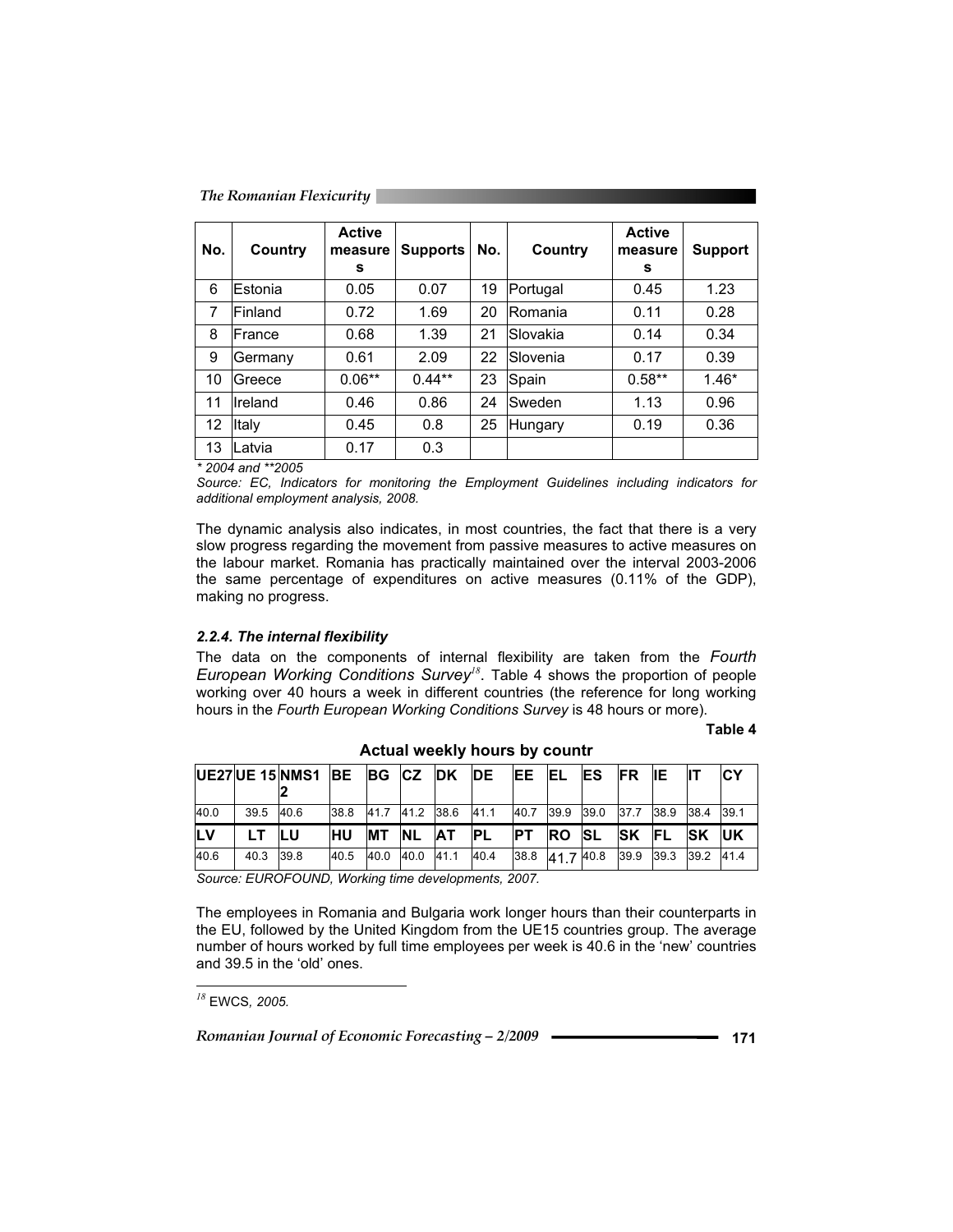| No. | Country | Active measures | Supports | No. | Country | Active measures | Support |
|---|---|---|---|---|---|---|---|
| 6 | Estonia | 0.05 | 0.07 | 19 | Portugal | 0.45 | 1.23 |
| 7 | Finland | 0.72 | 1.69 | 20 | Romania | 0.11 | 0.28 |
| 8 | France | 0.68 | 1.39 | 21 | Slovakia | 0.14 | 0.34 |
| 9 | Germany | 0.61 | 2.09 | 22 | Slovenia | 0.17 | 0.39 |
| 10 | Greece | 0.06** | 0.44** | 23 | Spain | 0.58** | 1.46* |
| 11 | Ireland | 0.46 | 0.86 | 24 | Sweden | 1.13 | 0.96 |
| 12 | Italy | 0.45 | 0.8 | 25 | Hungary | 0.19 | 0.36 |
| 13 | Latvia | 0.17 | 0.3 | | | | |

*\* 2004 and \*\*2005*

*Source: EC, Indicators for monitoring the Employment Guidelines including indicators for additional employment analysis, 2008.*

The dynamic analysis also indicates, in most countries, the fact that there is a very slow progress regarding the movement from passive measures to active measures on the labour market. Romania has practically maintained over the interval 2003-2006 the same percentage of expenditures on active measures (0.11% of the GDP), making no progress.

#### *2.2.4. The internal flexibility*

The data on the components of internal flexibility are taken from the *Fourth European Working Conditions Survey*[18]. Table 4 shows the proportion of people working over 40 hours a week in different countries (the reference for long working hours in the *Fourth European Working Conditions Survey* is 48 hours or more).

**Table 4**

**Actual weekly hours by countr**

| UE27 | UE 15 | NMS12 | BE | BG | CZ | DK | DE | EE | EL | ES | FR | IE | IT | CY |
|---|---|---|---|---|---|---|---|---|---|---|---|---|---|---|
| 40.0 | 39.5 | 40.6 | 38.8 | 41.7 | 41.2 | 38.6 | 41.1 | 40.7 | 39.9 | 39.0 | 37.7 | 38.9 | 38.4 | 39.1 |
| **LV** | **LT** | **LU** | **HU** | **MT** | **NL** | **AT** | **PL** | **PT** | **RO** | **SL** | **SK** | **FL** | **SK** | **UK** |
| 40.6 | 40.3 | 39.8 | 40.5 | 40.0 | 40.0 | 41.1 | 40.4 | 38.8 | 41.7 | 40.8 | 39.9 | 39.3 | 39.2 | 41.4 |

*Source: EUROFOUND, Working time developments, 2007.*

The employees in Romania and Bulgaria work longer hours than their counterparts in the EU, followed by the United Kingdom from the UE15 countries group. The average number of hours worked by full time employees per week is 40.6 in the 'new' countries and 39.5 in the 'old' ones.

---

[18] EWCS, *2005.*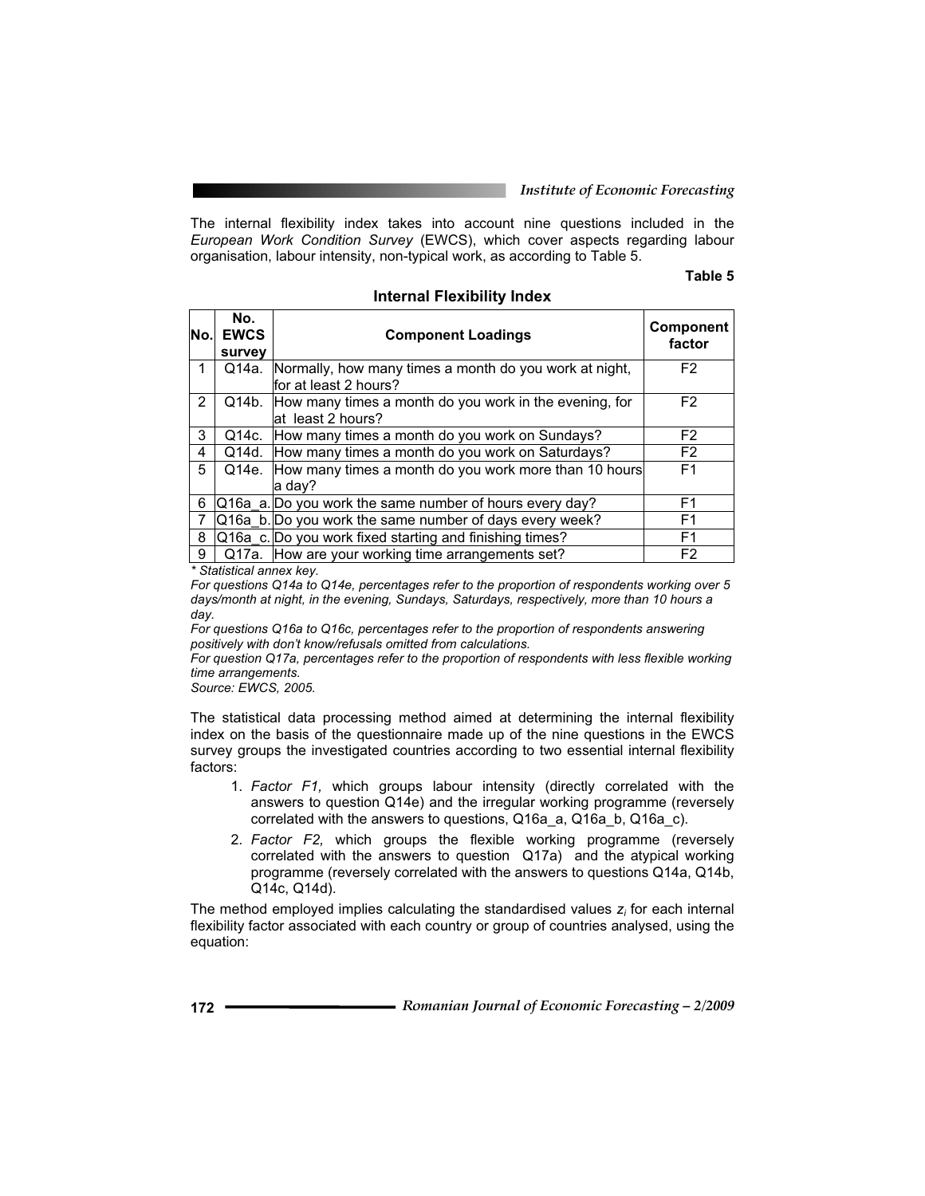The internal flexibility index takes into account nine questions included in the *European Work Condition Survey* (EWCS), which cover aspects regarding labour organisation, labour intensity, non-typical work, as according to Table 5.

**Table 5**

**Internal Flexibility Index**

| No. | No. EWCS survey | Component Loadings | Component factor |
|---|---|---|---|
| 1 | Q14a. | Normally, how many times a month do you work at night, for at least 2 hours? | F2 |
| 2 | Q14b. | How many times a month do you work in the evening, for at least 2 hours? | F2 |
| 3 | Q14c. | How many times a month do you work on Sundays? | F2 |
| 4 | Q14d. | How many times a month do you work on Saturdays? | F2 |
| 5 | Q14e. | How many times a month do you work more than 10 hours a day? | F1 |
| 6 | Q16a_a. | Do you work the same number of hours every day? | F1 |
| 7 | Q16a_b. | Do you work the same number of days every week? | F1 |
| 8 | Q16a_c. | Do you work fixed starting and finishing times? | F1 |
| 9 | Q17a. | How are your working time arrangements set? | F2 |

*\* Statistical annex key.*
*For questions Q14a to Q14e, percentages refer to the proportion of respondents working over 5 days/month at night, in the evening, Sundays, Saturdays, respectively, more than 10 hours a day.*
*For questions Q16a to Q16c, percentages refer to the proportion of respondents answering positively with don't know/refusals omitted from calculations.*
*For question Q17a, percentages refer to the proportion of respondents with less flexible working time arrangements.*
*Source: EWCS, 2005.*

The statistical data processing method aimed at determining the internal flexibility index on the basis of the questionnaire made up of the nine questions in the EWCS survey groups the investigated countries according to two essential internal flexibility factors:

1. *Factor F1,* which groups labour intensity (directly correlated with the answers to question Q14e) and the irregular working programme (reversely correlated with the answers to questions, Q16a_a, Q16a_b, Q16a_c).
2. *Factor F2,* which groups the flexible working programme (reversely correlated with the answers to question Q17a) and the atypical working programme (reversely correlated with the answers to questions Q14a, Q14b, Q14c, Q14d).

The method employed implies calculating the standardised values $z_i$ for each internal flexibility factor associated with each country or group of countries analysed, using the equation: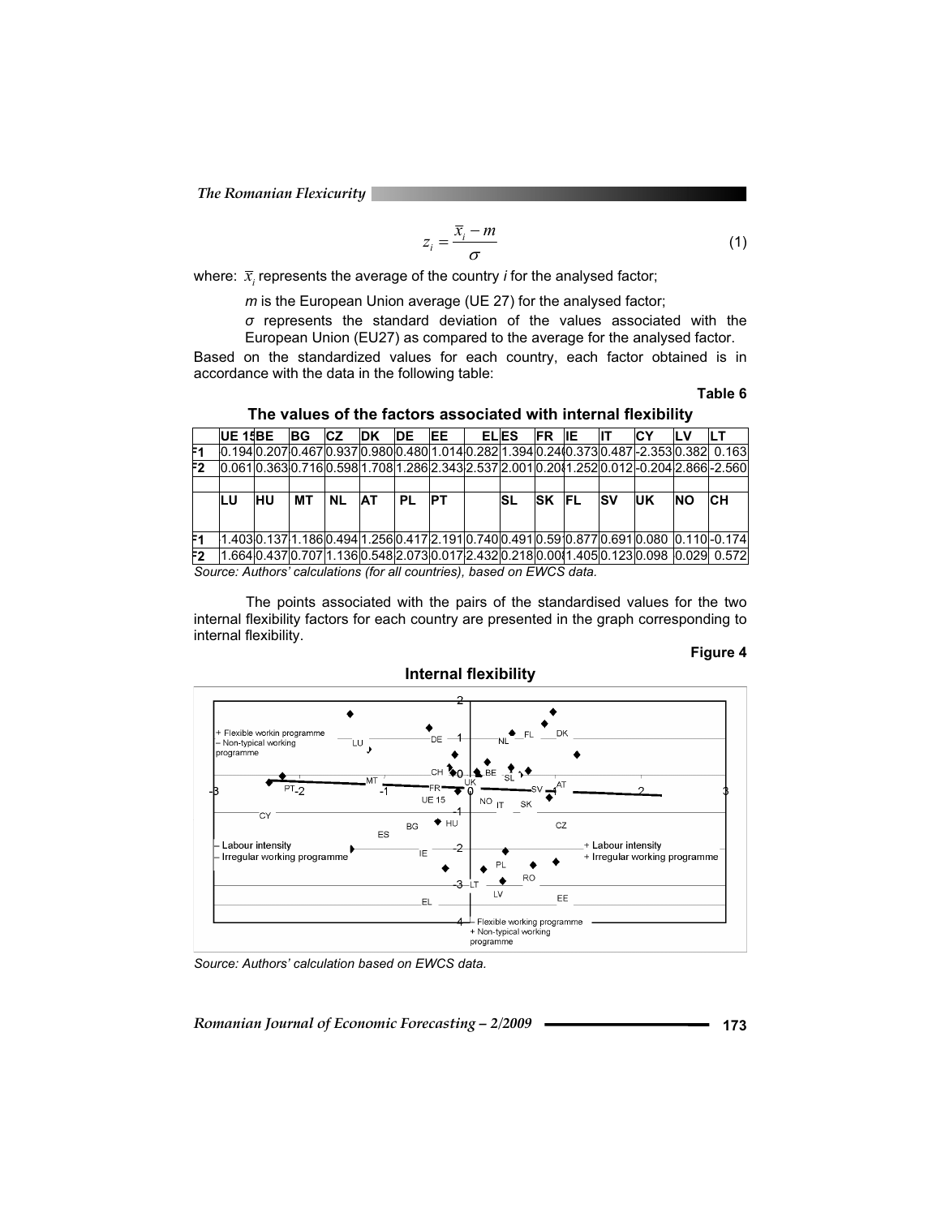$$z_i = \frac{\overline{x}_i - m}{\sigma} \tag{1}$$

where: $\overline{x}_i$ represents the average of the country *i* for the analysed factor;

*m* is the European Union average (UE 27) for the analysed factor;

*σ* represents the standard deviation of the values associated with the European Union (EU27) as compared to the average for the analysed factor.

Based on the standardized values for each country, each factor obtained is in accordance with the data in the following table:

**Table 6**

**The values of the factors associated with internal flexibility**

| | UE 15 | BE | BG | CZ | DK | DE | EE | EL | ES | FR | IE | IT | CY | LV | LT |
|---|---|---|---|---|---|---|---|---|---|---|---|---|---|---|---|
| F1 | 0.194 | 0.207 | 0.467 | 0.937 | 0.980 | 0.480 | 1.014 | 0.282 | 1.394 | 0.240 | 0.373 | 0.487 | -2.353 | 0.382 | 0.163 |
| F2 | 0.061 | 0.363 | 0.716 | 0.598 | 1.708 | 1.286 | 2.343 | 2.537 | 2.001 | 0.208 | 1.252 | 0.012 | -0.204 | 2.866 | -2.560 |
| | | | | | | | | | | | | | | | |
| | LU | HU | MT | NL | AT | PL | PT | | SL | SK | FL | SV | UK | NO | CH |
| F1 | 1.403 | 0.137 | 1.186 | 0.494 | 1.256 | 0.417 | 2.191 | 0.740 | 0.491 | 0.591 | 0.877 | 0.691 | 0.080 | 0.110 | -0.174 |
| F2 | 1.664 | 0.437 | 0.707 | 1.136 | 0.548 | 2.073 | 0.017 | 2.432 | 0.218 | 0.008 | 1.405 | 0.123 | 0.098 | 0.029 | 0.572 |

*Source: Authors' calculations (for all countries), based on EWCS data.*

The points associated with the pairs of the standardised values for the two internal flexibility factors for each country are presented in the graph corresponding to internal flexibility.

**Figure 4**

**Internal flexibility**

*Source: Authors' calculation based on EWCS data.*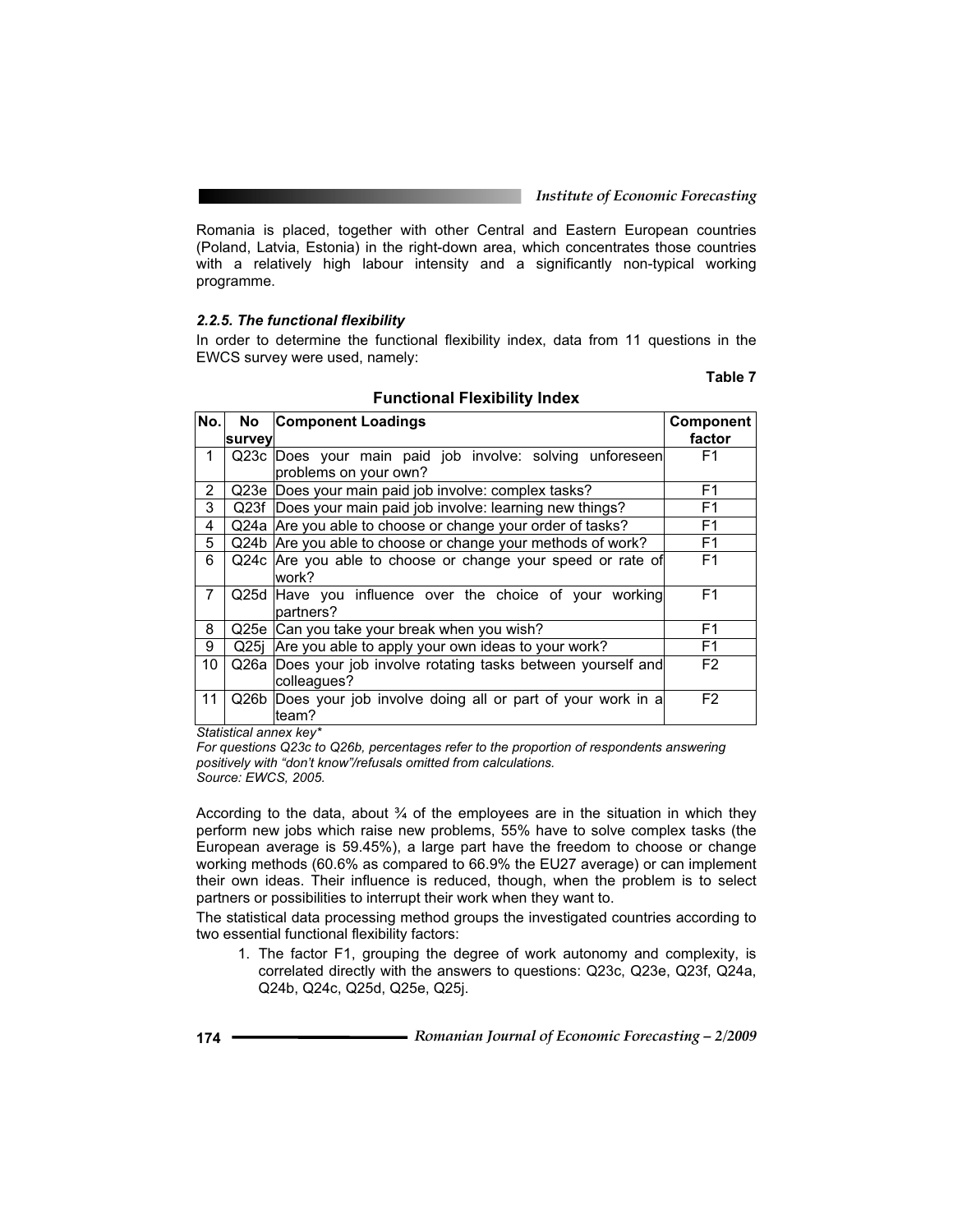Romania is placed, together with other Central and Eastern European countries (Poland, Latvia, Estonia) in the right-down area, which concentrates those countries with a relatively high labour intensity and a significantly non-typical working programme.

#### *2.2.5. The functional flexibility*

In order to determine the functional flexibility index, data from 11 questions in the EWCS survey were used, namely:

**Table 7**

**Functional Flexibility Index**

| No. | No survey | Component Loadings | Component factor |
|---|---|---|---|
| 1 | Q23c | Does your main paid job involve: solving unforeseen problems on your own? | F1 |
| 2 | Q23e | Does your main paid job involve: complex tasks? | F1 |
| 3 | Q23f | Does your main paid job involve: learning new things? | F1 |
| 4 | Q24a | Are you able to choose or change your order of tasks? | F1 |
| 5 | Q24b | Are you able to choose or change your methods of work? | F1 |
| 6 | Q24c | Are you able to choose or change your speed or rate of work? | F1 |
| 7 | Q25d | Have you influence over the choice of your working partners? | F1 |
| 8 | Q25e | Can you take your break when you wish? | F1 |
| 9 | Q25j | Are you able to apply your own ideas to your work? | F1 |
| 10 | Q26a | Does your job involve rotating tasks between yourself and colleagues? | F2 |
| 11 | Q26b | Does your job involve doing all or part of your work in a team? | F2 |

*Statistical annex key\**

*For questions Q23c to Q26b, percentages refer to the proportion of respondents answering positively with "don't know"/refusals omitted from calculations.*

*Source: EWCS, 2005.*

According to the data, about ¾ of the employees are in the situation in which they perform new jobs which raise new problems, 55% have to solve complex tasks (the European average is 59.45%), a large part have the freedom to choose or change working methods (60.6% as compared to 66.9% the EU27 average) or can implement their own ideas. Their influence is reduced, though, when the problem is to select partners or possibilities to interrupt their work when they want to.

The statistical data processing method groups the investigated countries according to two essential functional flexibility factors:

1. The factor F1, grouping the degree of work autonomy and complexity, is correlated directly with the answers to questions: Q23c, Q23e, Q23f, Q24a, Q24b, Q24c, Q25d, Q25e, Q25j.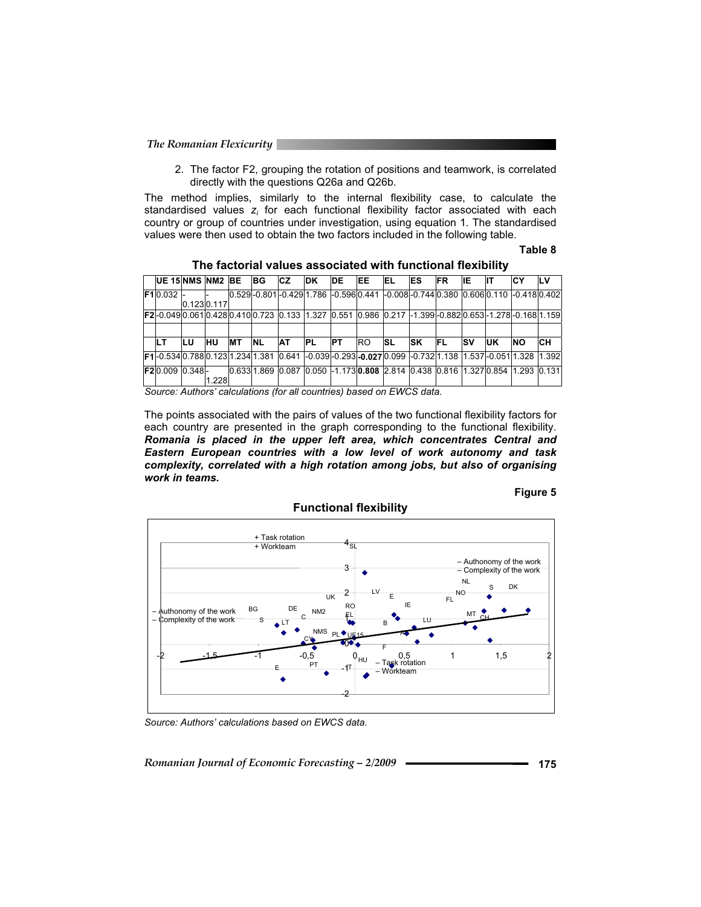2. The factor F2, grouping the rotation of positions and teamwork, is correlated directly with the questions Q26a and Q26b.

The method implies, similarly to the internal flexibility case, to calculate the standardised values $z_i$ for each functional flexibility factor associated with each country or group of countries under investigation, using equation 1. The standardised values were then used to obtain the two factors included in the following table.

**Table 8**

**The factorial values associated with functional flexibility**

| | UE 15 | NMS | NM2 | BE | BG | CZ | DK | DE | EE | EL | ES | FR | IE | IT | CY | LV |
|---|---|---|---|---|---|---|---|---|---|---|---|---|---|---|---|---|
| F1 | 0.032 | -0.123 | -0.117 | 0.529 | -0.801 | -0.429 | 1.786 | -0.596 | 0.441 | -0.008 | -0.744 | 0.380 | 0.606 | 0.110 | -0.418 | 0.402 |
| F2 | -0.049 | 0.061 | 0.428 | 0.410 | 0.723 | 0.133 | 1.327 | 0.551 | 0.986 | 0.217 | -1.399 | -0.882 | 0.653 | -1.278 | -0.168 | 1.159 |
| | | | | | | | | | | | | | | | | |
| | LT | LU | HU | MT | NL | AT | PL | PT | RO | SL | SK | FL | SV | UK | NO | CH |
| F1 | -0.534 | 0.788 | 0.123 | 1.234 | 1.381 | 0.641 | -0.039 | -0.293 | **-0.027** | 0.099 | -0.732 | 1.138 | 1.537 | -0.051 | 1.328 | 1.392 |
| F2 | 0.009 | 0.348 | -1.228 | 0.633 | 1.869 | 0.087 | 0.050 | -1.173 | **0.808** | 2.814 | 0.438 | 0.816 | 1.327 | 0.854 | 1.293 | 0.131 |

*Source: Authors' calculations (for all countries) based on EWCS data.*

The points associated with the pairs of values of the two functional flexibility factors for each country are presented in the graph corresponding to the functional flexibility. ***Romania is placed in the upper left area, which concentrates Central and Eastern European countries with a low level of work autonomy and task complexity, correlated with a high rotation among jobs, but also of organising work in teams.***

**Figure 5**

**Functional flexibility**

*Source: Authors' calculations based on EWCS data.*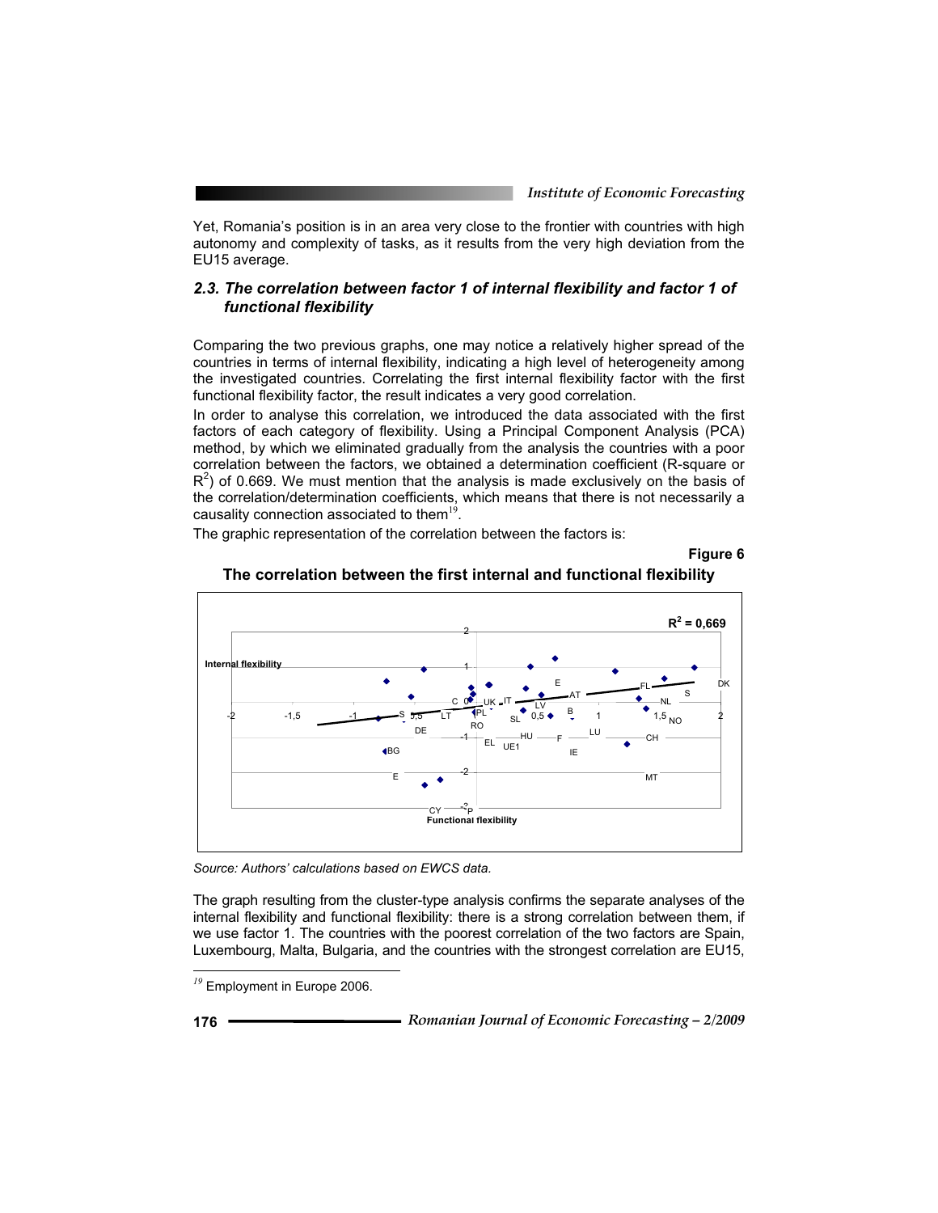Yet, Romania's position is in an area very close to the frontier with countries with high autonomy and complexity of tasks, as it results from the very high deviation from the EU15 average.

### *2.3. The correlation between factor 1 of internal flexibility and factor 1 of functional flexibility*

Comparing the two previous graphs, one may notice a relatively higher spread of the countries in terms of internal flexibility, indicating a high level of heterogeneity among the investigated countries. Correlating the first internal flexibility factor with the first functional flexibility factor, the result indicates a very good correlation.

In order to analyse this correlation, we introduced the data associated with the first factors of each category of flexibility. Using a Principal Component Analysis (PCA) method, by which we eliminated gradually from the analysis the countries with a poor correlation between the factors, we obtained a determination coefficient (R-square or $R^2$) of 0.669. We must mention that the analysis is made exclusively on the basis of the correlation/determination coefficients, which means that there is not necessarily a causality connection associated to them[19].

The graphic representation of the correlation between the factors is:

**Figure 6**

**The correlation between the first internal and functional flexibility**

*Source: Authors' calculations based on EWCS data.*

The graph resulting from the cluster-type analysis confirms the separate analyses of the internal flexibility and functional flexibility: there is a strong correlation between them, if we use factor 1. The countries with the poorest correlation of the two factors are Spain, Luxembourg, Malta, Bulgaria, and the countries with the strongest correlation are EU15,

[19] Employment in Europe 2006.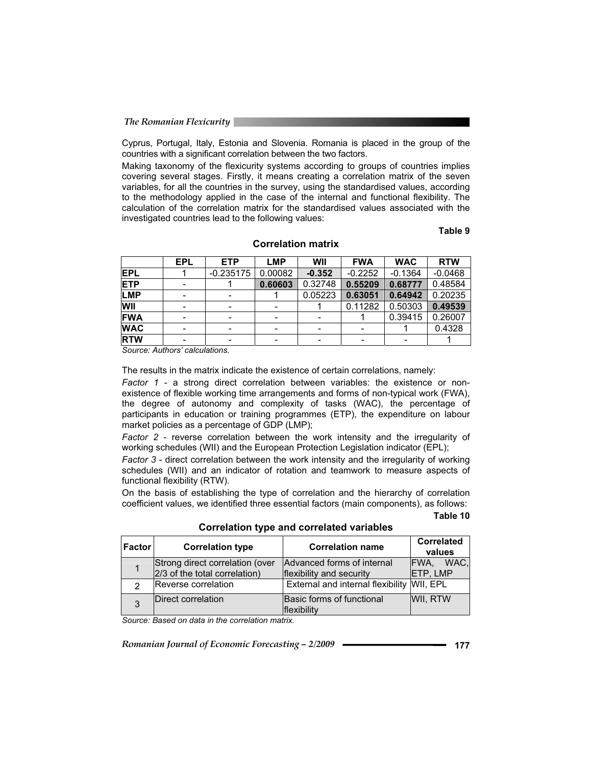Cyprus, Portugal, Italy, Estonia and Slovenia. Romania is placed in the group of the countries with a significant correlation between the two factors.

Making taxonomy of the flexicurity systems according to groups of countries implies covering several stages. Firstly, it means creating a correlation matrix of the seven variables, for all the countries in the survey, using the standardised values, according to the methodology applied in the case of the internal and functional flexibility. The calculation of the correlation matrix for the standardised values associated with the investigated countries lead to the following values:

**Table 9**

**Correlation matrix**

| | EPL | ETP | LMP | WII | FWA | WAC | RTW |
|---|---|---|---|---|---|---|---|
| **EPL** | 1 | -0.235175 | 0.00082 | **-0.352** | -0.2252 | -0.1364 | -0.0468 |
| **ETP** | - | 1 | **0.60603** | 0.32748 | **0.55209** | **0.68777** | 0.48584 |
| **LMP** | - | - | 1 | 0.05223 | **0.63051** | **0.64942** | 0.20235 |
| **WII** | - | - | - | 1 | 0.11282 | 0.50303 | **0.49539** |
| **FWA** | - | - | - | - | 1 | 0.39415 | 0.26007 |
| **WAC** | - | - | - | - | - | 1 | 0.4328 |
| **RTW** | - | - | - | - | - | - | 1 |

*Source: Authors' calculations.*

The results in the matrix indicate the existence of certain correlations, namely:

*Factor 1* - a strong direct correlation between variables: the existence or non-existence of flexible working time arrangements and forms of non-typical work (FWA), the degree of autonomy and complexity of tasks (WAC), the percentage of participants in education or training programmes (ETP), the expenditure on labour market policies as a percentage of GDP (LMP);

*Factor 2* - reverse correlation between the work intensity and the irregularity of working schedules (WII) and the European Protection Legislation indicator (EPL);

*Factor 3* - direct correlation between the work intensity and the irregularity of working schedules (WII) and an indicator of rotation and teamwork to measure aspects of functional flexibility (RTW).

On the basis of establishing the type of correlation and the hierarchy of correlation coefficient values, we identified three essential factors (main components), as follows:

**Table 10**

**Correlation type and correlated variables**

| Factor | Correlation type | Correlation name | Correlated values |
|---|---|---|---|
| 1 | Strong direct correlation (over 2/3 of the total correlation) | Advanced forms of internal flexibility and security | FWA, WAC, ETP, LMP |
| 2 | Reverse correlation | External and internal flexibility | WII, EPL |
| 3 | Direct correlation | Basic forms of functional flexibility | WII, RTW |

*Source: Based on data in the correlation matrix.*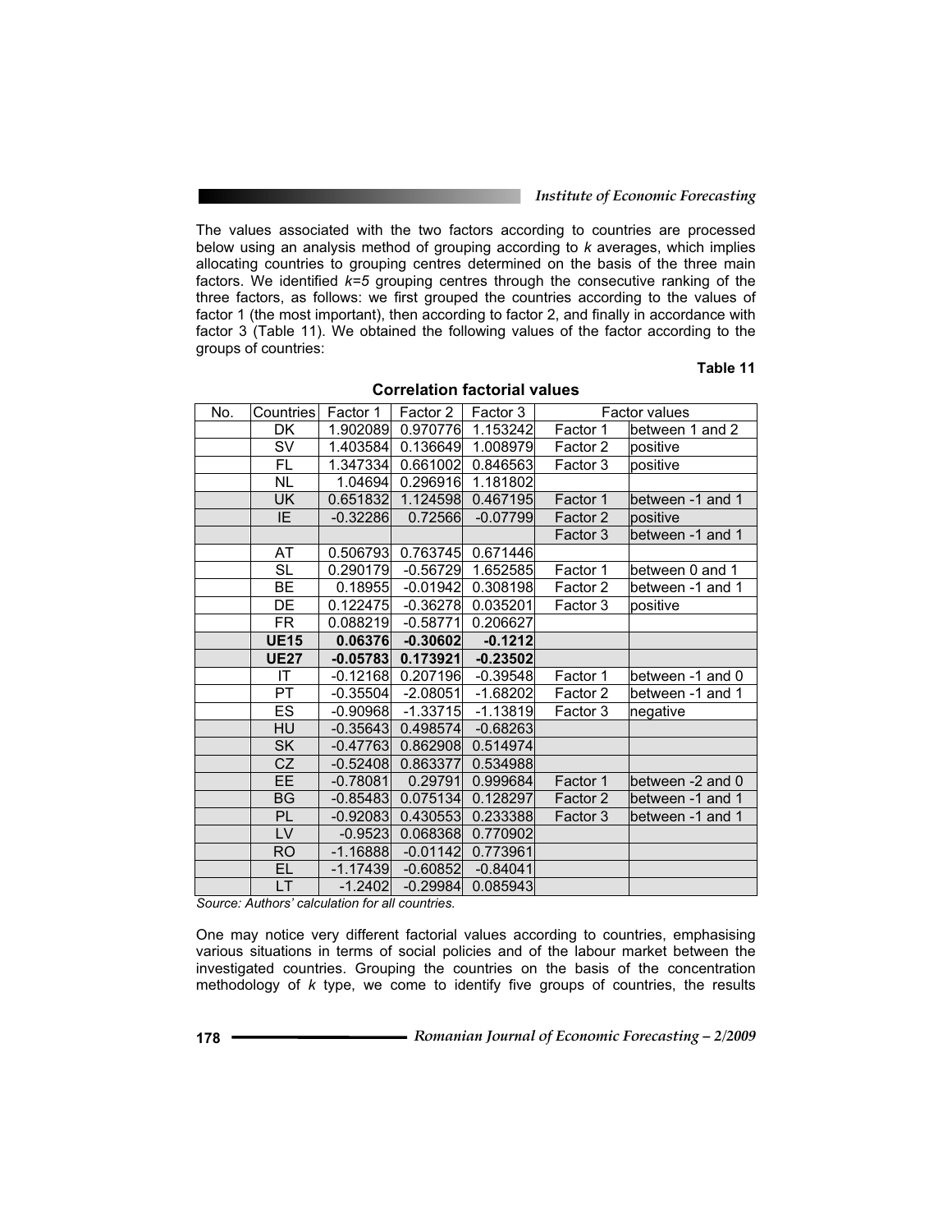The values associated with the two factors according to countries are processed below using an analysis method of grouping according to *k* averages, which implies allocating countries to grouping centres determined on the basis of the three main factors. We identified *k=5* grouping centres through the consecutive ranking of the three factors, as follows: we first grouped the countries according to the values of factor 1 (the most important), then according to factor 2, and finally in accordance with factor 3 (Table 11). We obtained the following values of the factor according to the groups of countries:

**Table 11**

**Correlation factorial values**

| No. | Countries | Factor 1 | Factor 2 | Factor 3 | Factor values | |
|---|---|---|---|---|---|---|
| | DK | 1.902089 | 0.970776 | 1.153242 | Factor 1 | between 1 and 2 |
| | SV | 1.403584 | 0.136649 | 1.008979 | Factor 2 | positive |
| | FL | 1.347334 | 0.661002 | 0.846563 | Factor 3 | positive |
| | NL | 1.04694 | 0.296916 | 1.181802 | | |
| | UK | 0.651832 | 1.124598 | 0.467195 | Factor 1 | between -1 and 1 |
| | IE | -0.32286 | 0.72566 | -0.07799 | Factor 2 | positive |
| | | | | | Factor 3 | between -1 and 1 |
| | AT | 0.506793 | 0.763745 | 0.671446 | | |
| | SL | 0.290179 | -0.56729 | 1.652585 | Factor 1 | between 0 and 1 |
| | BE | 0.18955 | -0.01942 | 0.308198 | Factor 2 | between -1 and 1 |
| | DE | 0.122475 | -0.36278 | 0.035201 | Factor 3 | positive |
| | FR | 0.088219 | -0.58771 | 0.206627 | | |
| | **UE15** | **0.06376** | **-0.30602** | **-0.1212** | | |
| | **UE27** | **-0.05783** | **0.173921** | **-0.23502** | | |
| | IT | -0.12168 | 0.207196 | -0.39548 | Factor 1 | between -1 and 0 |
| | PT | -0.35504 | -2.08051 | -1.68202 | Factor 2 | between -1 and 1 |
| | ES | -0.90968 | -1.33715 | -1.13819 | Factor 3 | negative |
| | HU | -0.35643 | 0.498574 | -0.68263 | | |
| | SK | -0.47763 | 0.862908 | 0.514974 | | |
| | CZ | -0.52408 | 0.863377 | 0.534988 | | |
| | EE | -0.78081 | 0.29791 | 0.999684 | Factor 1 | between -2 and 0 |
| | BG | -0.85483 | 0.075134 | 0.128297 | Factor 2 | between -1 and 1 |
| | PL | -0.92083 | 0.430553 | 0.233388 | Factor 3 | between -1 and 1 |
| | LV | -0.9523 | 0.068368 | 0.770902 | | |
| | RO | -1.16888 | -0.01142 | 0.773961 | | |
| | EL | -1.17439 | -0.60852 | -0.84041 | | |
| | LT | -1.2402 | -0.29984 | 0.085943 | | |

*Source: Authors' calculation for all countries.*

One may notice very different factorial values according to countries, emphasising various situations in terms of social policies and of the labour market between the investigated countries. Grouping the countries on the basis of the concentration methodology of *k* type, we come to identify five groups of countries, the results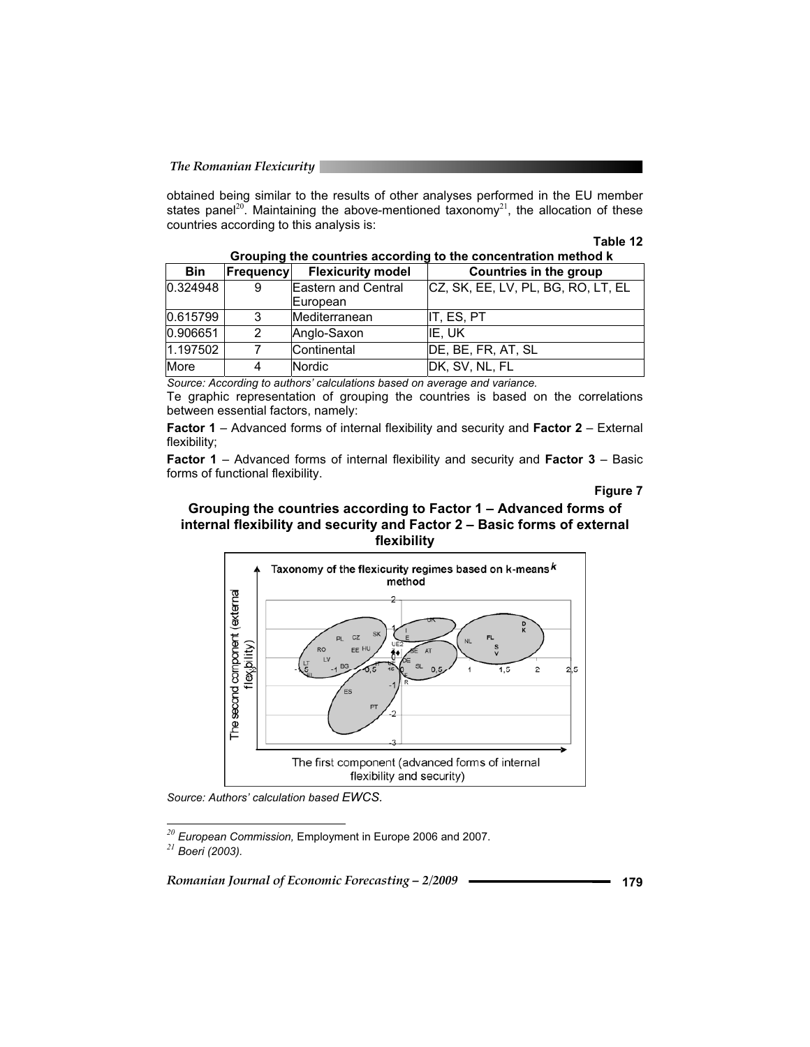obtained being similar to the results of other analyses performed in the EU member states panel[20]. Maintaining the above-mentioned taxonomy[21], the allocation of these countries according to this analysis is:

**Table 12**

**Grouping the countries according to the concentration method k**

| Bin | Frequency | Flexicurity model | Countries in the group |
|---|---|---|---|
| 0.324948 | 9 | Eastern and Central European | CZ, SK, EE, LV, PL, BG, RO, LT, EL |
| 0.615799 | 3 | Mediterranean | IT, ES, PT |
| 0.906651 | 2 | Anglo-Saxon | IE, UK |
| 1.197502 | 7 | Continental | DE, BE, FR, AT, SL |
| More | 4 | Nordic | DK, SV, NL, FL |

*Source: According to authors' calculations based on average and variance.*

Te graphic representation of grouping the countries is based on the correlations between essential factors, namely:

**Factor 1** – Advanced forms of internal flexibility and security and **Factor 2** – External flexibility;

**Factor 1** – Advanced forms of internal flexibility and security and **Factor 3** – Basic forms of functional flexibility.

**Figure 7**

**Grouping the countries according to Factor 1 – Advanced forms of internal flexibility and security and Factor 2 – Basic forms of external flexibility**

*Source: Authors' calculation based EWCS.*

---

[20] *European Commission,* Employment in Europe 2006 and 2007.

[21] *Boeri (2003).*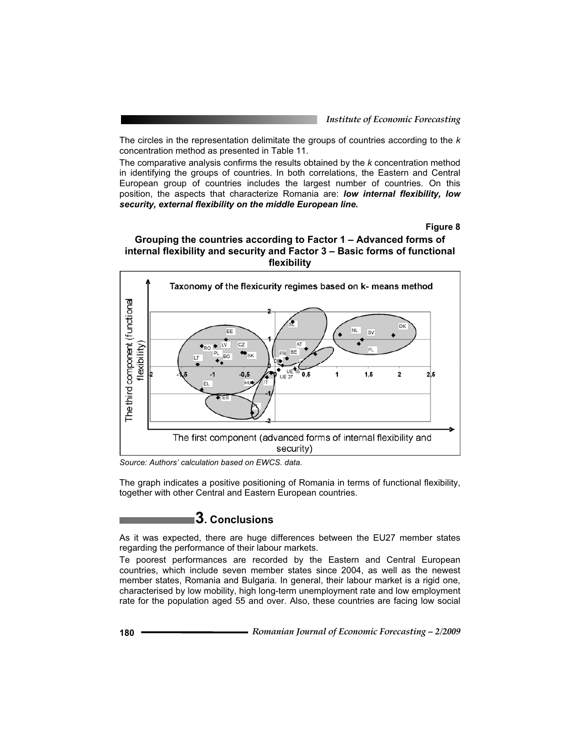The circles in the representation delimitate the groups of countries according to the *k* concentration method as presented in Table 11.

The comparative analysis confirms the results obtained by the *k* concentration method in identifying the groups of countries. In both correlations, the Eastern and Central European group of countries includes the largest number of countries. On this position, the aspects that characterize Romania are: ***low internal flexibility, low security, external flexibility on the middle European line.***

**Figure 8**

**Grouping the countries according to Factor 1 – Advanced forms of internal flexibility and security and Factor 3 – Basic forms of functional flexibility**

*Source: Authors' calculation based on EWCS. data.*

The graph indicates a positive positioning of Romania in terms of functional flexibility, together with other Central and Eastern European countries.

## 3. Conclusions

As it was expected, there are huge differences between the EU27 member states regarding the performance of their labour markets.

Te poorest performances are recorded by the Eastern and Central European countries, which include seven member states since 2004, as well as the newest member states, Romania and Bulgaria. In general, their labour market is a rigid one, characterised by low mobility, high long-term unemployment rate and low employment rate for the population aged 55 and over. Also, these countries are facing low social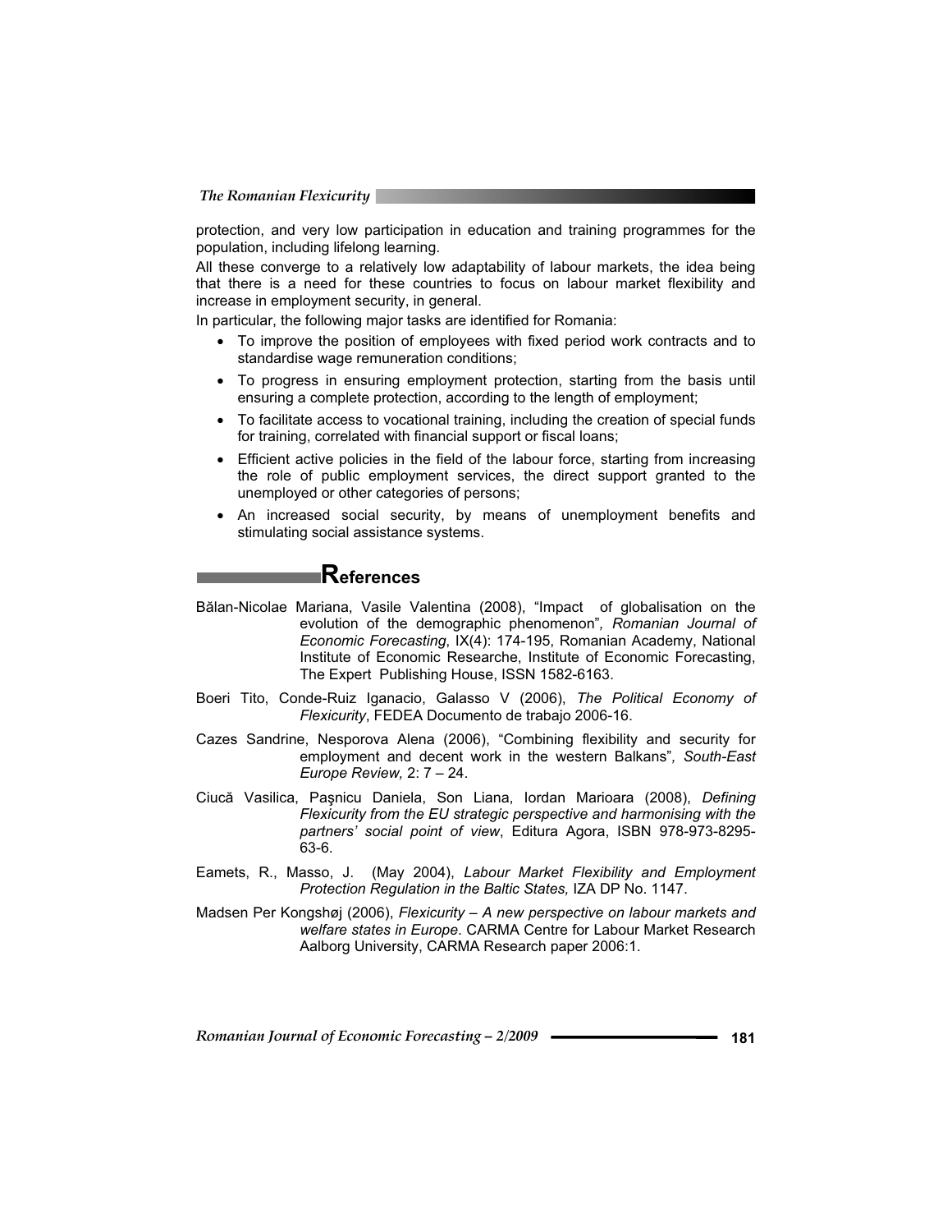protection, and very low participation in education and training programmes for the population, including lifelong learning.

All these converge to a relatively low adaptability of labour markets, the idea being that there is a need for these countries to focus on labour market flexibility and increase in employment security, in general.

In particular, the following major tasks are identified for Romania:

- To improve the position of employees with fixed period work contracts and to standardise wage remuneration conditions;
- To progress in ensuring employment protection, starting from the basis until ensuring a complete protection, according to the length of employment;
- To facilitate access to vocational training, including the creation of special funds for training, correlated with financial support or fiscal loans;
- Efficient active policies in the field of the labour force, starting from increasing the role of public employment services, the direct support granted to the unemployed or other categories of persons;
- An increased social security, by means of unemployment benefits and stimulating social assistance systems.

## References

Bălan-Nicolae Mariana, Vasile Valentina (2008), "Impact of globalisation on the evolution of the demographic phenomenon", *Romanian Journal of Economic Forecasting*, IX(4): 174-195, Romanian Academy, National Institute of Economic Researche, Institute of Economic Forecasting, The Expert Publishing House, ISSN 1582-6163.

Boeri Tito, Conde-Ruiz Iganacio, Galasso V (2006), *The Political Economy of Flexicurity*, FEDEA Documento de trabajo 2006-16.

Cazes Sandrine, Nesporova Alena (2006), "Combining flexibility and security for employment and decent work in the western Balkans", *South-East Europe Review,* 2: 7 – 24.

Ciucă Vasilica, Paşnicu Daniela, Son Liana, Iordan Marioara (2008), *Defining Flexicurity from the EU strategic perspective and harmonising with the partners' social point of view*, Editura Agora, ISBN 978-973-8295-63-6.

Eamets, R., Masso, J. (May 2004), *Labour Market Flexibility and Employment Protection Regulation in the Baltic States,* IZA DP No. 1147.

Madsen Per Kongshøj (2006), *Flexicurity – A new perspective on labour markets and welfare states in Europe*. CARMA Centre for Labour Market Research Aalborg University, CARMA Research paper 2006:1.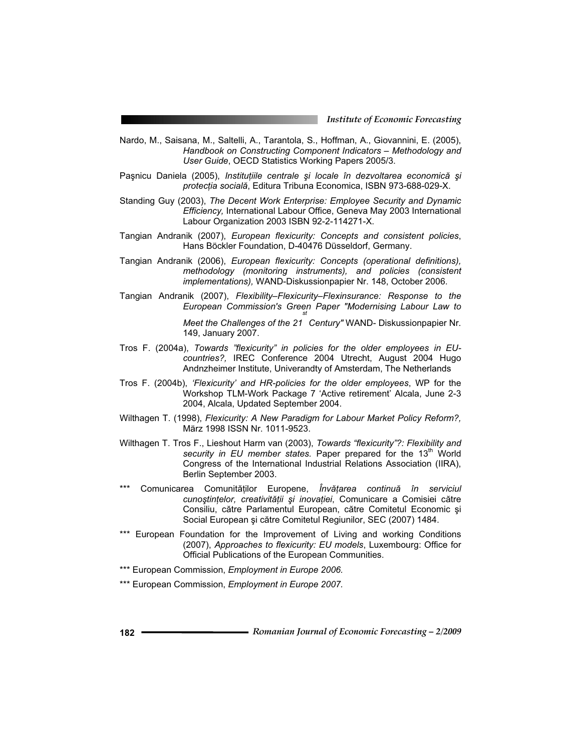Nardo, M., Saisana, M., Saltelli, A., Tarantola, S., Hoffman, A., Giovannini, E. (2005), *Handbook on Constructing Component Indicators – Methodology and User Guide*, OECD Statistics Working Papers 2005/3.

Paşnicu Daniela (2005), *Instituțiile centrale şi locale în dezvoltarea economică şi protecția socială*, Editura Tribuna Economica, ISBN 973-688-029-X.

Standing Guy (2003), *The Decent Work Enterprise: Employee Security and Dynamic Efficiency,* International Labour Office, Geneva May 2003 International Labour Organization 2003 ISBN 92-2-114271-X.

Tangian Andranik (2007), *European flexicurity: Concepts and consistent policies*, Hans Böckler Foundation, D-40476 Düsseldorf, Germany.

Tangian Andranik (2006), *European flexicurity: Concepts (operational definitions), methodology (monitoring instruments), and policies (consistent implementations),* WAND-Diskussionpapier Nr. 148, October 2006.

Tangian Andranik (2007), *Flexibility–Flexicurity–Flexinsurance: Response to the European Commission's Green Paper "Modernising Labour Law to Meet the Challenges of the 21st Century"* WAND- Diskussionpapier Nr. 149, January 2007.

Tros F. (2004a), *Towards "flexicurity" in policies for the older employees in EU-countries?,* IREC Conference 2004 Utrecht, August 2004 Hugo Andnzheimer Institute, Univerandty of Amsterdam, The Netherlands

Tros F. (2004b), *'Flexicurity' and HR-policies for the older employees*, WP for the Workshop TLM-Work Package 7 'Active retirement' Alcala, June 2-3 2004, Alcala, Updated September 2004.

Wilthagen T. (1998), *Flexicurity: A New Paradigm for Labour Market Policy Reform?,* März 1998 ISSN Nr. 1011-9523.

Wilthagen T. Tros F., Lieshout Harm van (2003), *Towards "flexicurity"?: Flexibility and security in EU member states.* Paper prepared for the 13th World Congress of the International Industrial Relations Association (IIRA), Berlin September 2003.

\*\*\* Comunicarea Comunităților Europene, *Învățarea continuă în serviciul cunoştințelor, creativității şi inovației*, Comunicare a Comisiei către Consiliu, către Parlamentul European, către Comitetul Economic şi Social European şi către Comitetul Regiunilor, SEC (2007) 1484.

\*\*\* European Foundation for the Improvement of Living and working Conditions (2007), *Approaches to flexicurity: EU models*, Luxembourg: Office for Official Publications of the European Communities.

\*\*\* European Commission, *Employment in Europe 2006.*

\*\*\* European Commission, *Employment in Europe 2007.*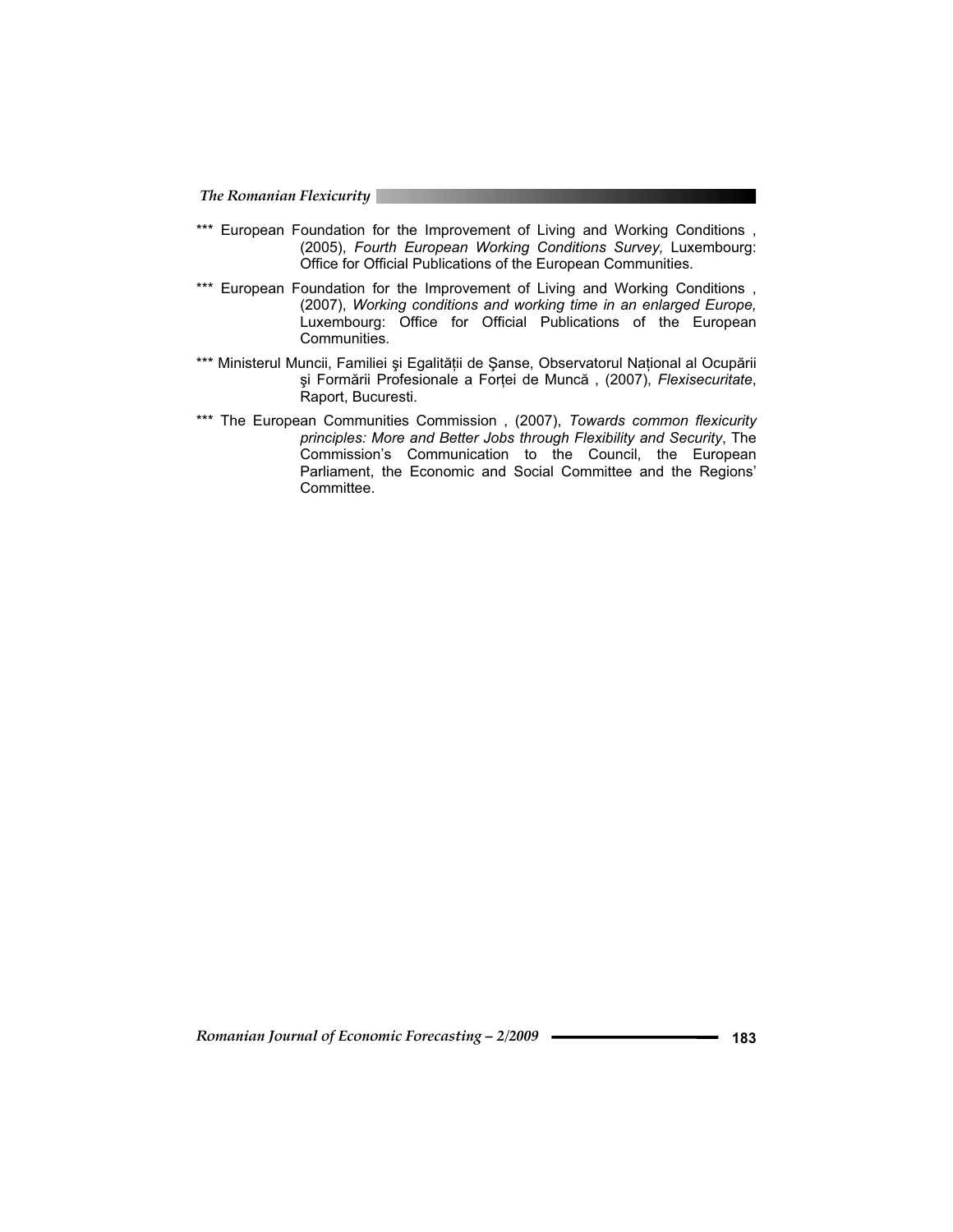*** European Foundation for the Improvement of Living and Working Conditions , (2005), *Fourth European Working Conditions Survey,* Luxembourg: Office for Official Publications of the European Communities.

*** European Foundation for the Improvement of Living and Working Conditions , (2007), *Working conditions and working time in an enlarged Europe,* Luxembourg: Office for Official Publications of the European Communities.

*** Ministerul Muncii, Familiei şi Egalităţii de Şanse, Observatorul Naţional al Ocupării şi Formării Profesionale a Forţei de Muncă , (2007), *Flexisecuritate*, Raport, Bucuresti.

*** The European Communities Commission , (2007), *Towards common flexicurity principles: More and Better Jobs through Flexibility and Security*, The Commission's Communication to the Council, the European Parliament, the Economic and Social Committee and the Regions' Committee.